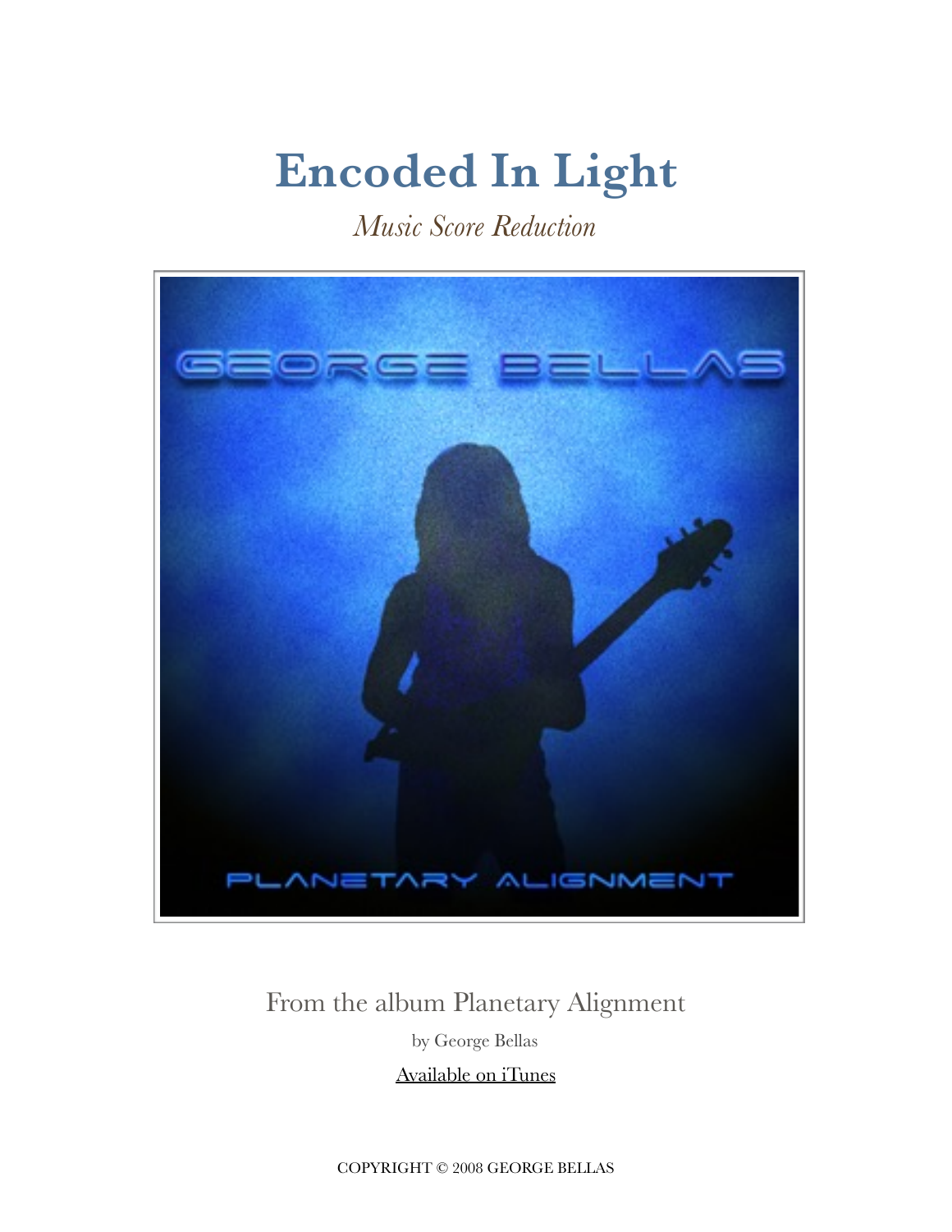# Encoded In Light

*Music Score Reduction*

From the album Planetary Alignment

by George Bellas

Available on iTunes

COPYRIGHT © 2008 GEORGE BELLAS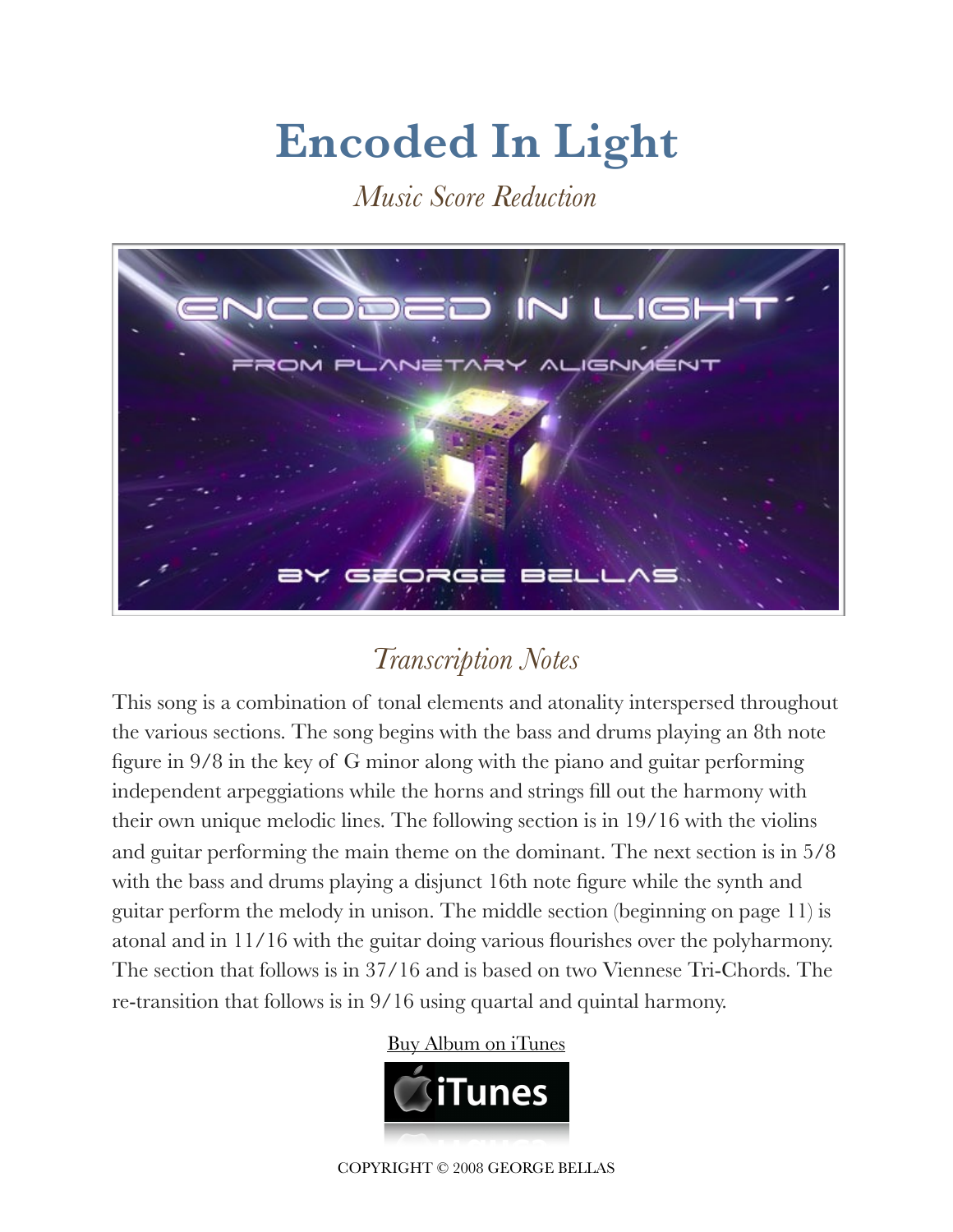# Encoded In Light

*Music Score Reduction*

## *Transcription Notes*

This song is a combination of tonal elements and atonality interspersed throughout the various sections. The song begins with the bass and drums playing an 8th note figure in 9/8 in the key of G minor along with the piano and guitar performing independent arpeggiations while the horns and strings fill out the harmony with their own unique melodic lines. The following section is in 19/16 with the violins and guitar performing the main theme on the dominant. The next section is in 5/8 with the bass and drums playing a disjunct 16th note figure while the synth and guitar perform the melody in unison. The middle section (beginning on page 11) is atonal and in 11/16 with the guitar doing various flourishes over the polyharmony. The section that follows is in 37/16 and is based on two Viennese Tri-Chords. The re-transition that follows is in 9/16 using quartal and quintal harmony.

Buy Album on iTunes

iTunes

COPYRIGHT © 2008 GEORGE BELLAS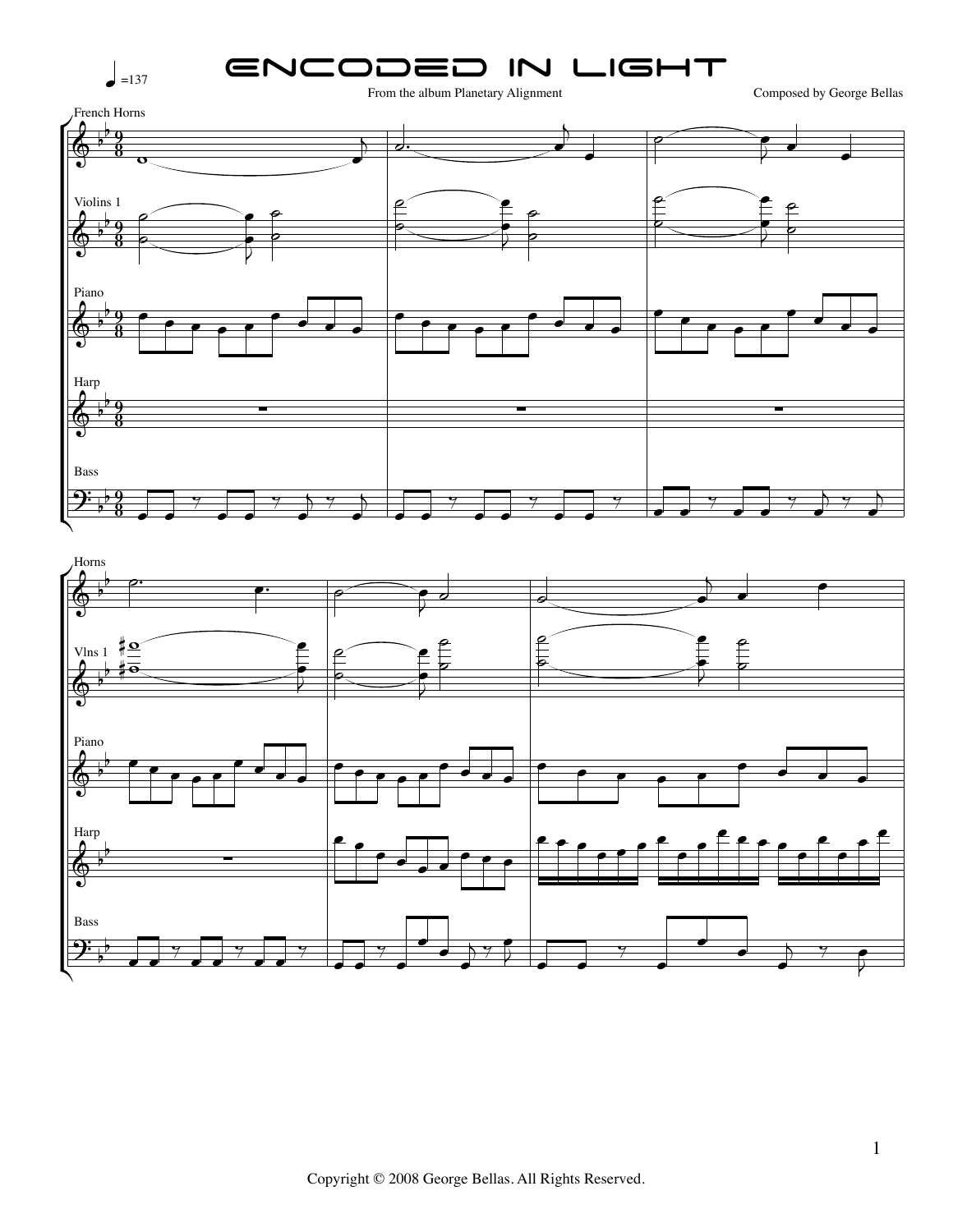# Encoded in Light

From the album Planetary Alignment

Composed by George Bellas

♩=137

Copyright © 2008 George Bellas. All Rights Reserved.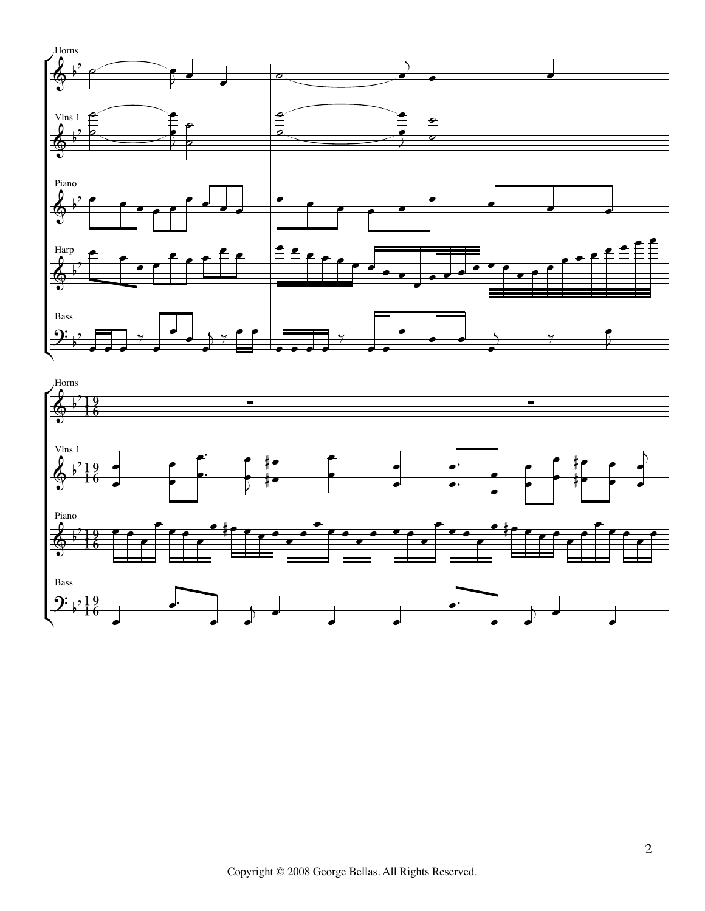Horns

Vlns 1

Piano

Harp

Bass

Horns

Vlns 1

Piano

Bass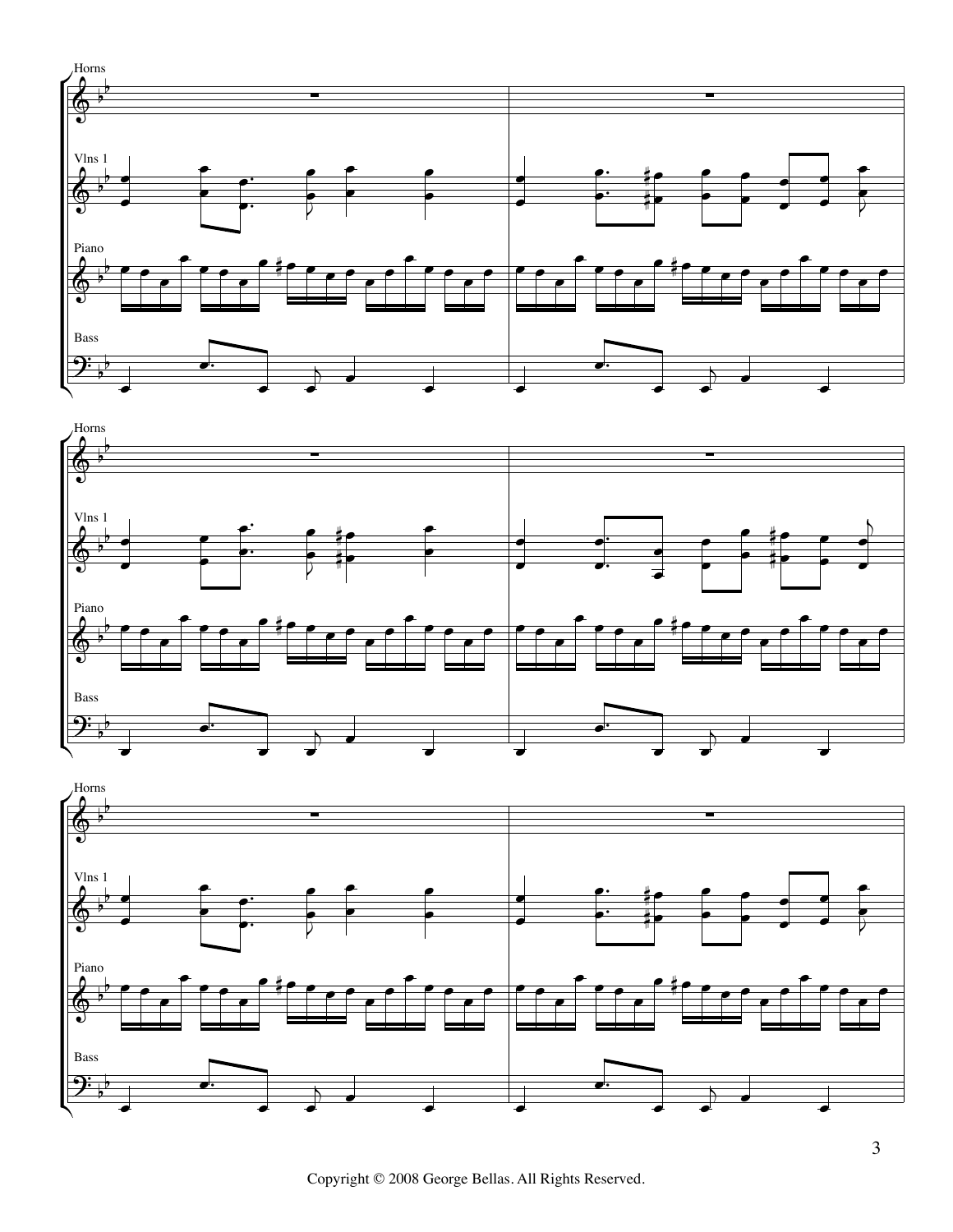Horns

Vlns 1

Piano

Bass

Horns

Vlns 1

Piano

Bass

Horns

Vlns 1

Piano

Bass

Copyright © 2008 George Bellas. All Rights Reserved.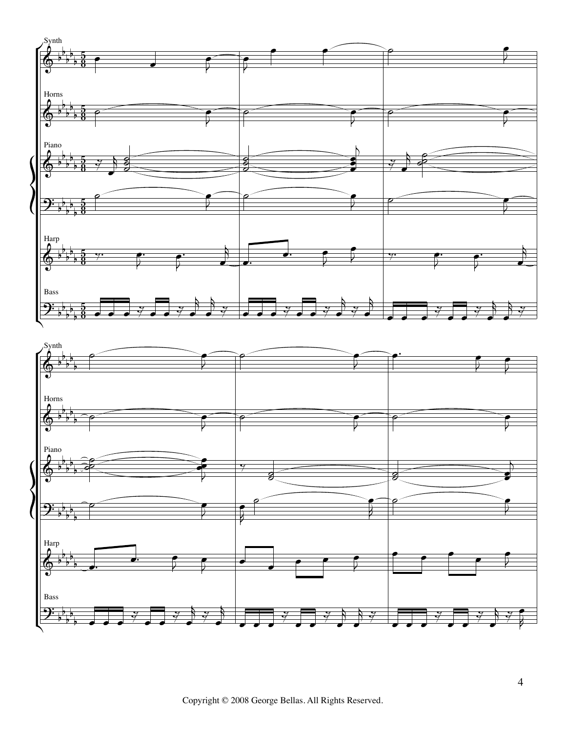Synth

Horns

Piano

Harp

Bass

Synth

Horns

Piano

Harp

Bass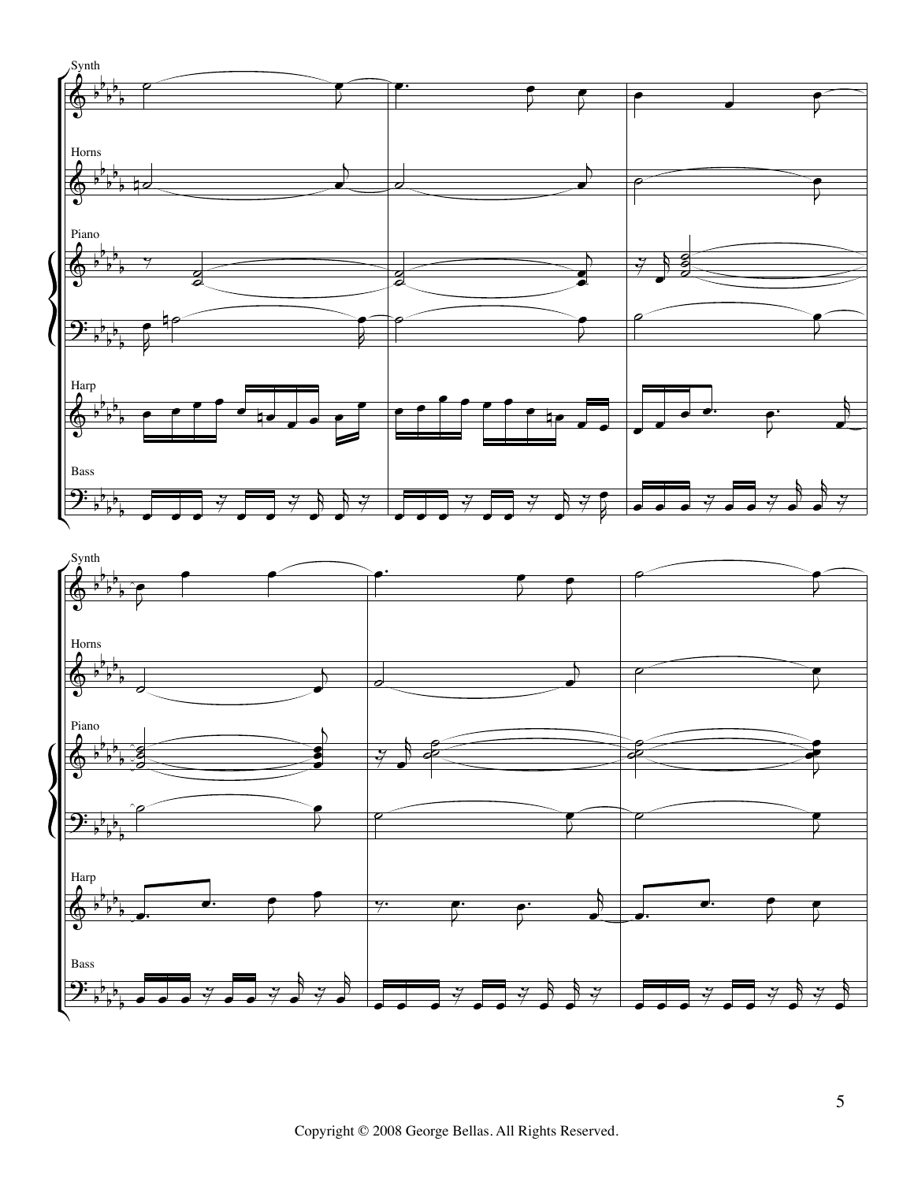Synth

Horns

Piano

Harp

Bass

Synth

Horns

Piano

Harp

Bass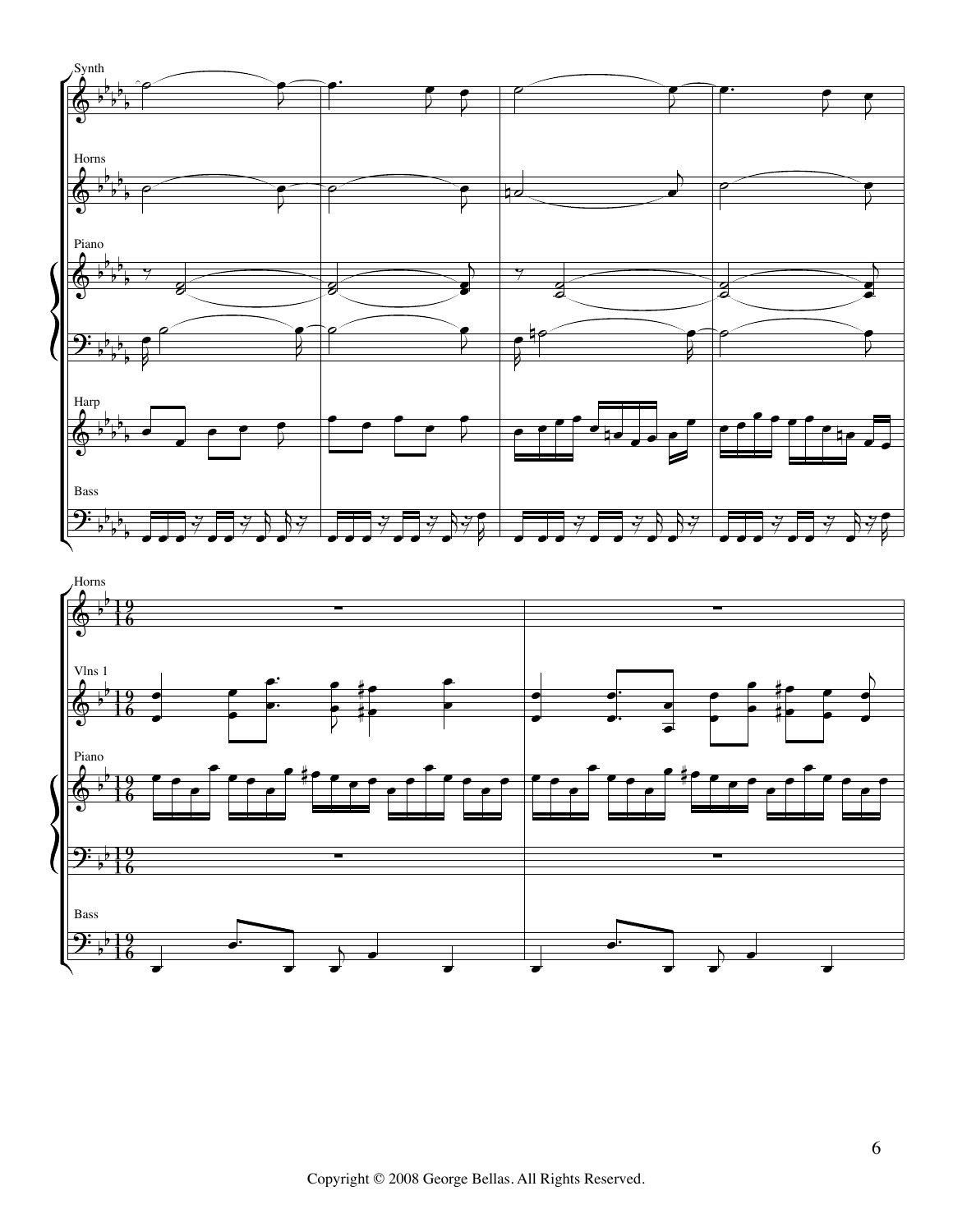Synth

Horns

Piano

Harp

Bass

Horns

Vlns 1

Piano

Bass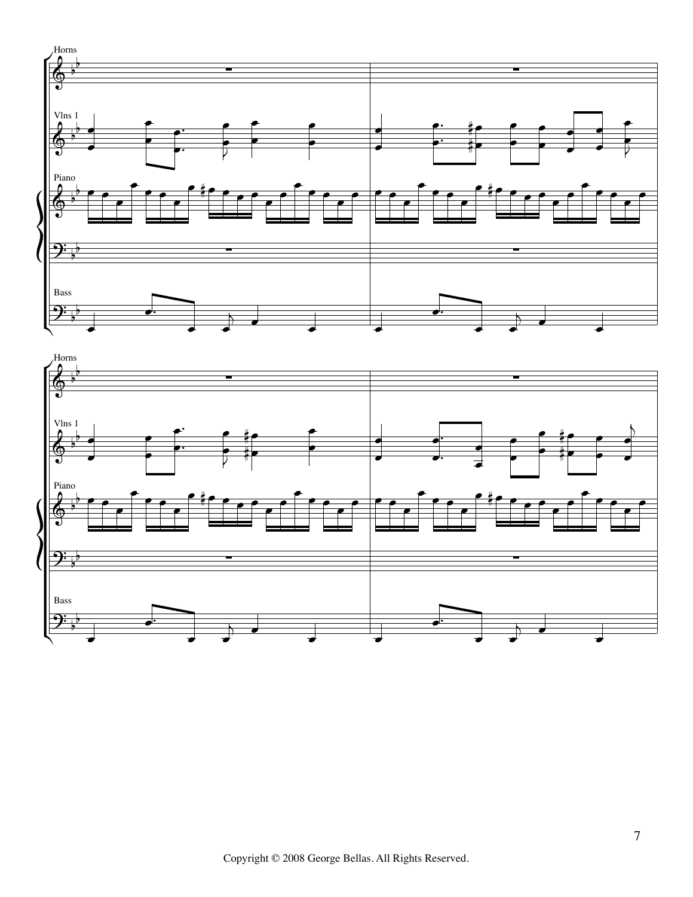Horns

Vlns 1

Piano

Bass

Horns

Vlns 1

Piano

Bass

Copyright © 2008 George Bellas. All Rights Reserved.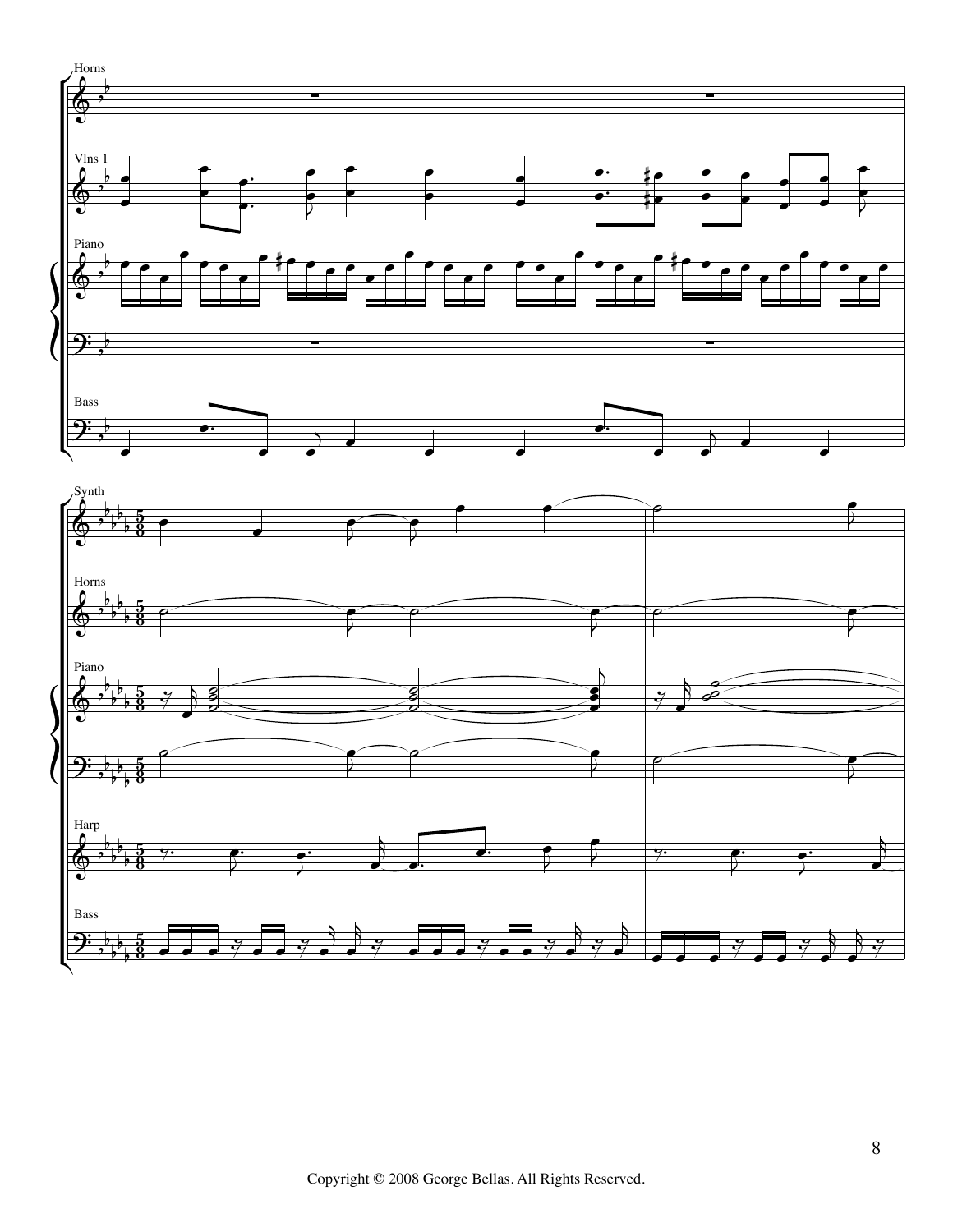Horns

Vlns 1

Piano

Bass

Synth

Horns

Piano

Harp

Bass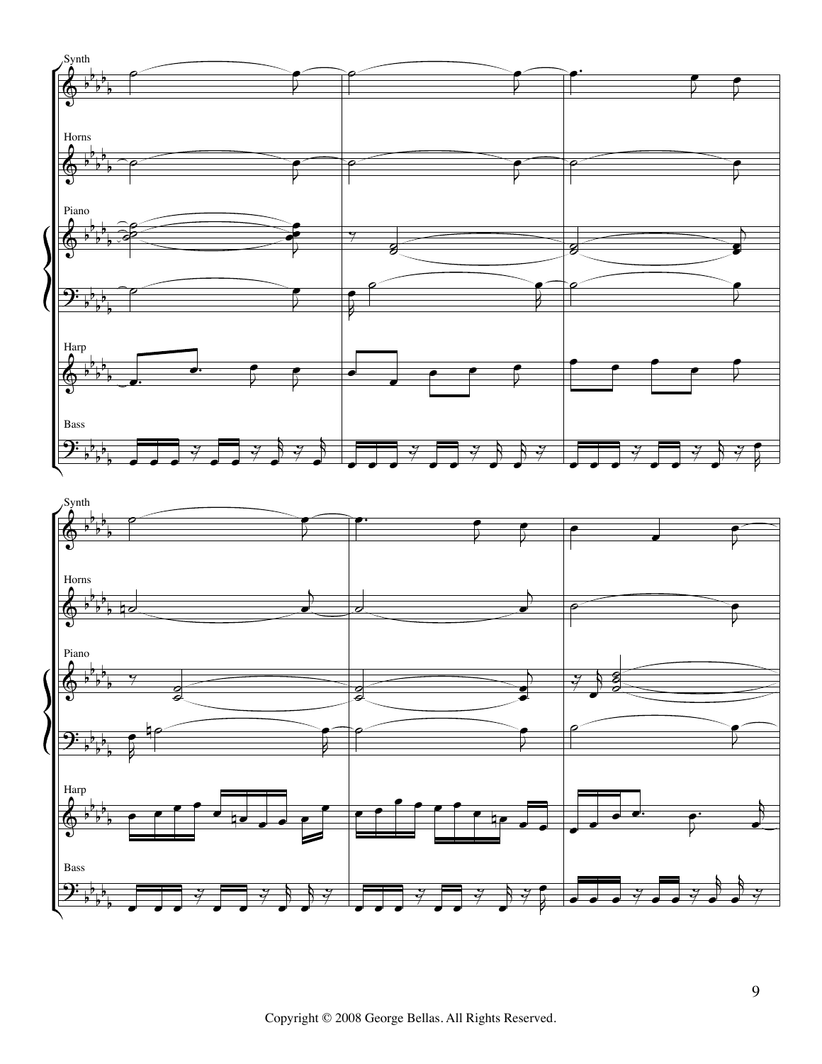Synth

Horns

Piano

Harp

Bass

Synth

Horns

Piano

Harp

Bass

Copyright © 2008 George Bellas. All Rights Reserved.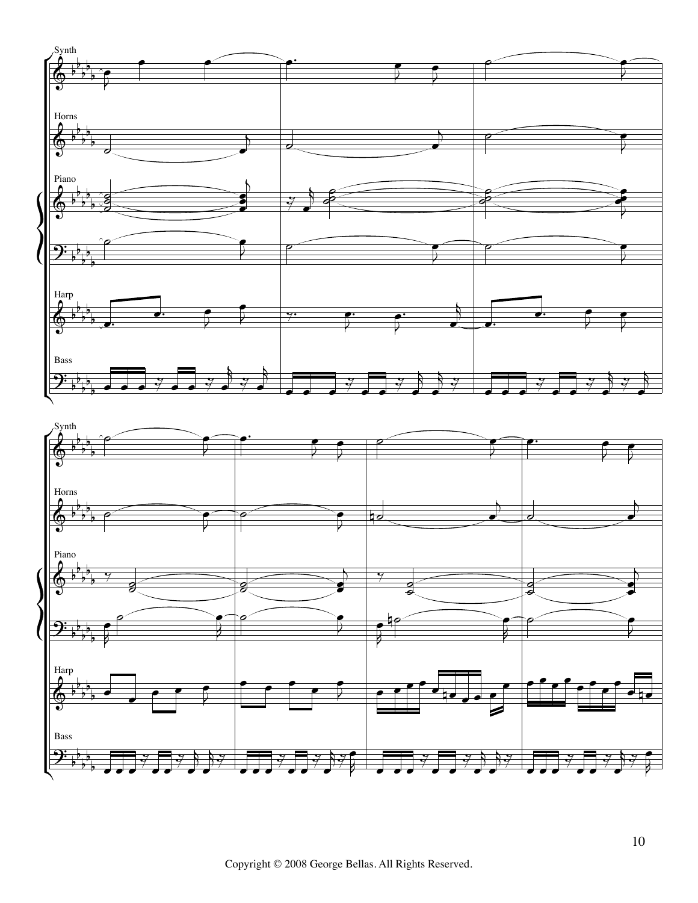Synth

Horns

Piano

Harp

Bass

Synth

Horns

Piano

Harp

Bass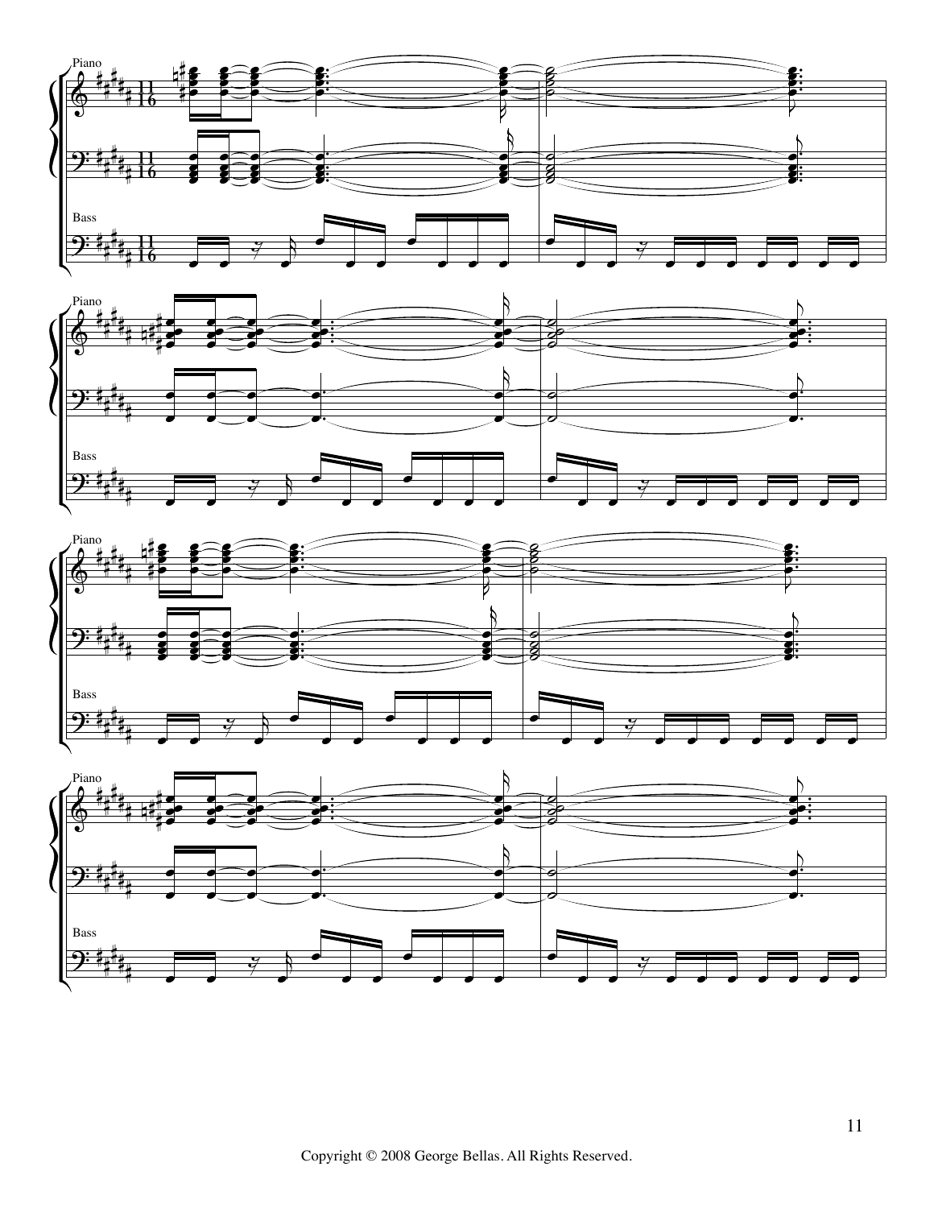Piano

Bass

Piano

Bass

Piano

Bass

Piano

Bass

Copyright © 2008 George Bellas. All Rights Reserved.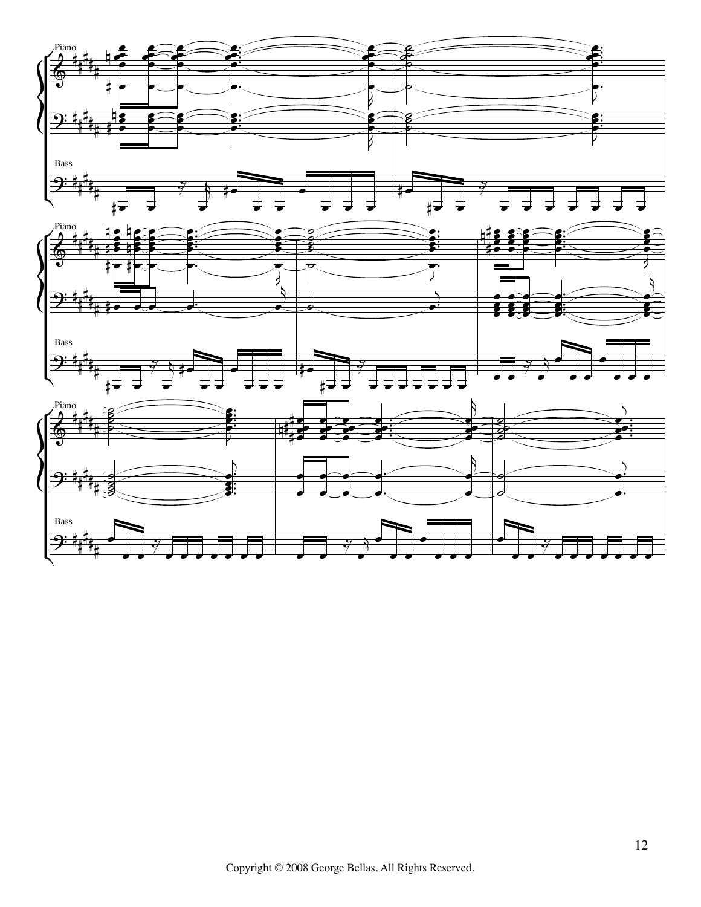Piano

Bass

Piano

Bass

Piano

Bass

Copyright © 2008 George Bellas. All Rights Reserved.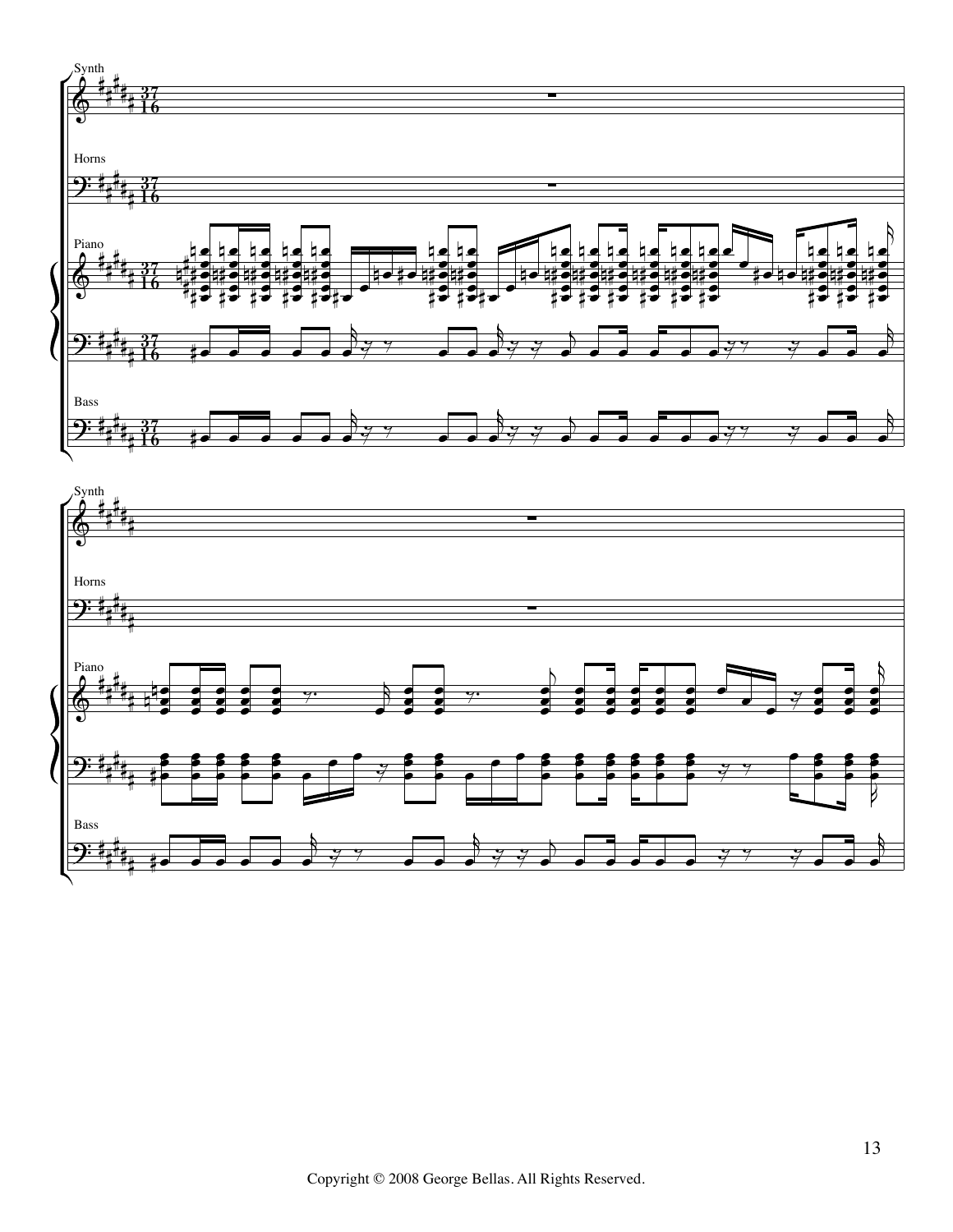Synth

Horns

Piano

Bass

Synth

Horns

Piano

Bass

Copyright © 2008 George Bellas. All Rights Reserved.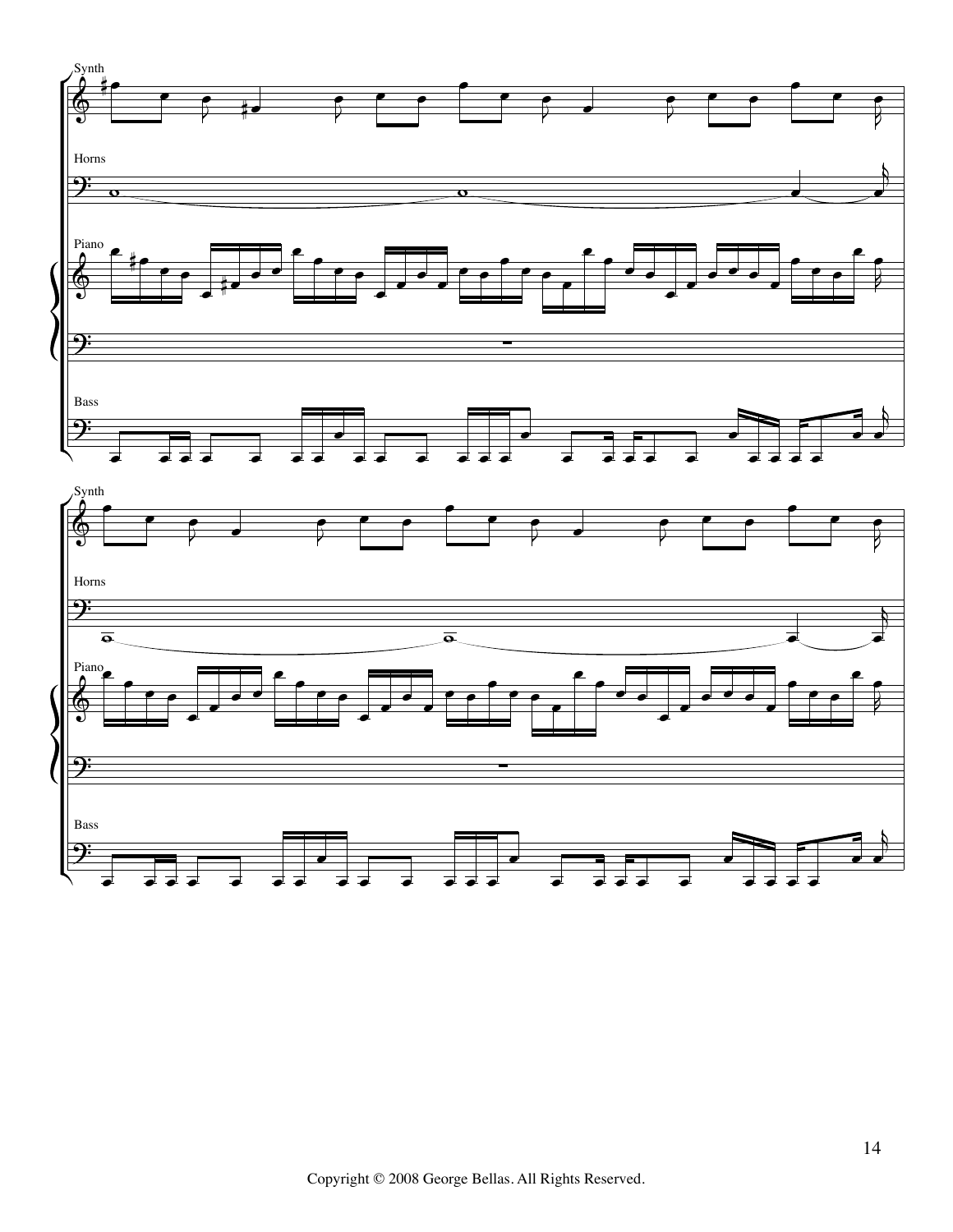Synth

Horns

Piano

Bass

Synth

Horns

Piano

Bass

Copyright © 2008 George Bellas. All Rights Reserved.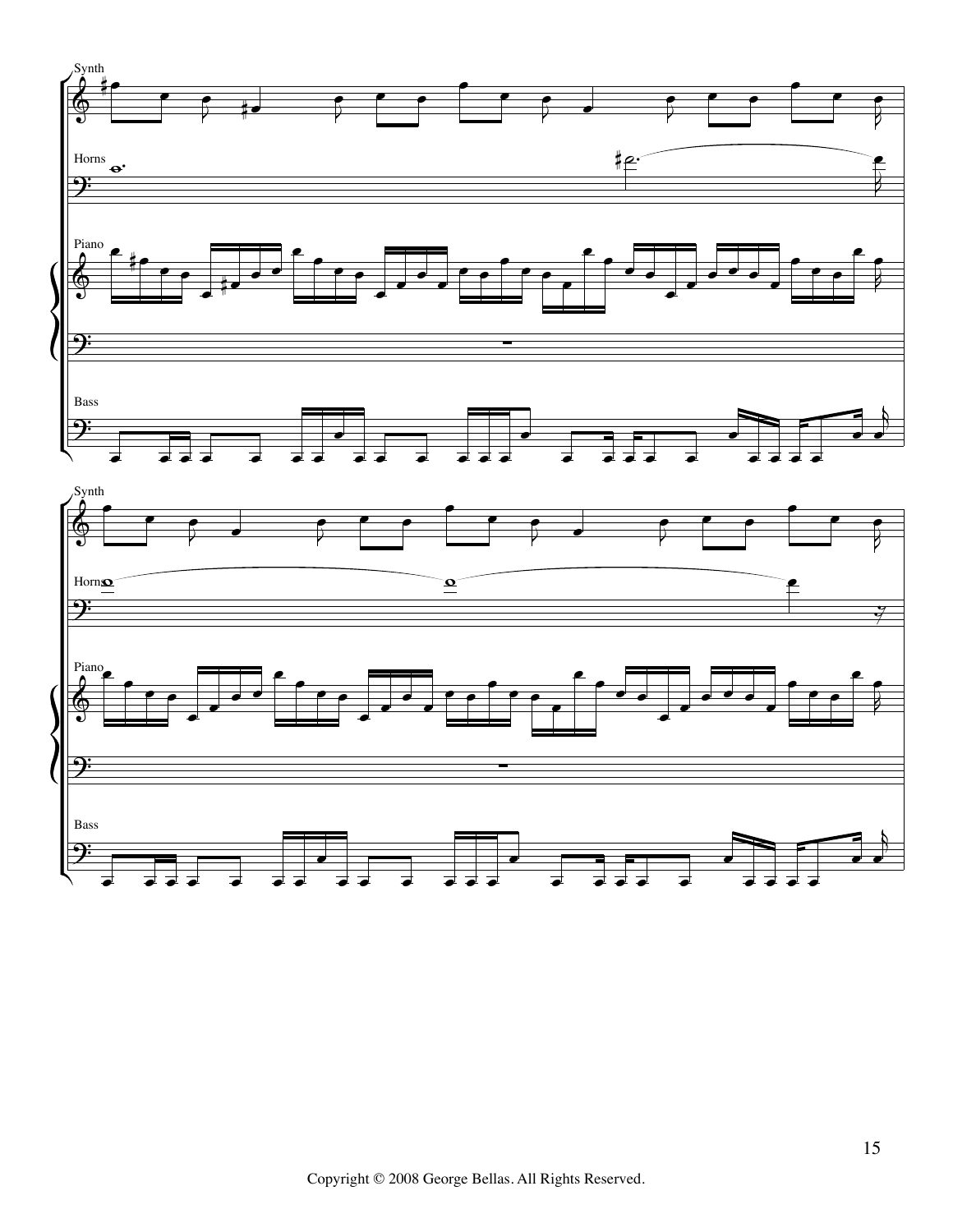Synth

Horns

Piano

Bass

Synth

Horns

Piano

Bass

Copyright © 2008 George Bellas. All Rights Reserved.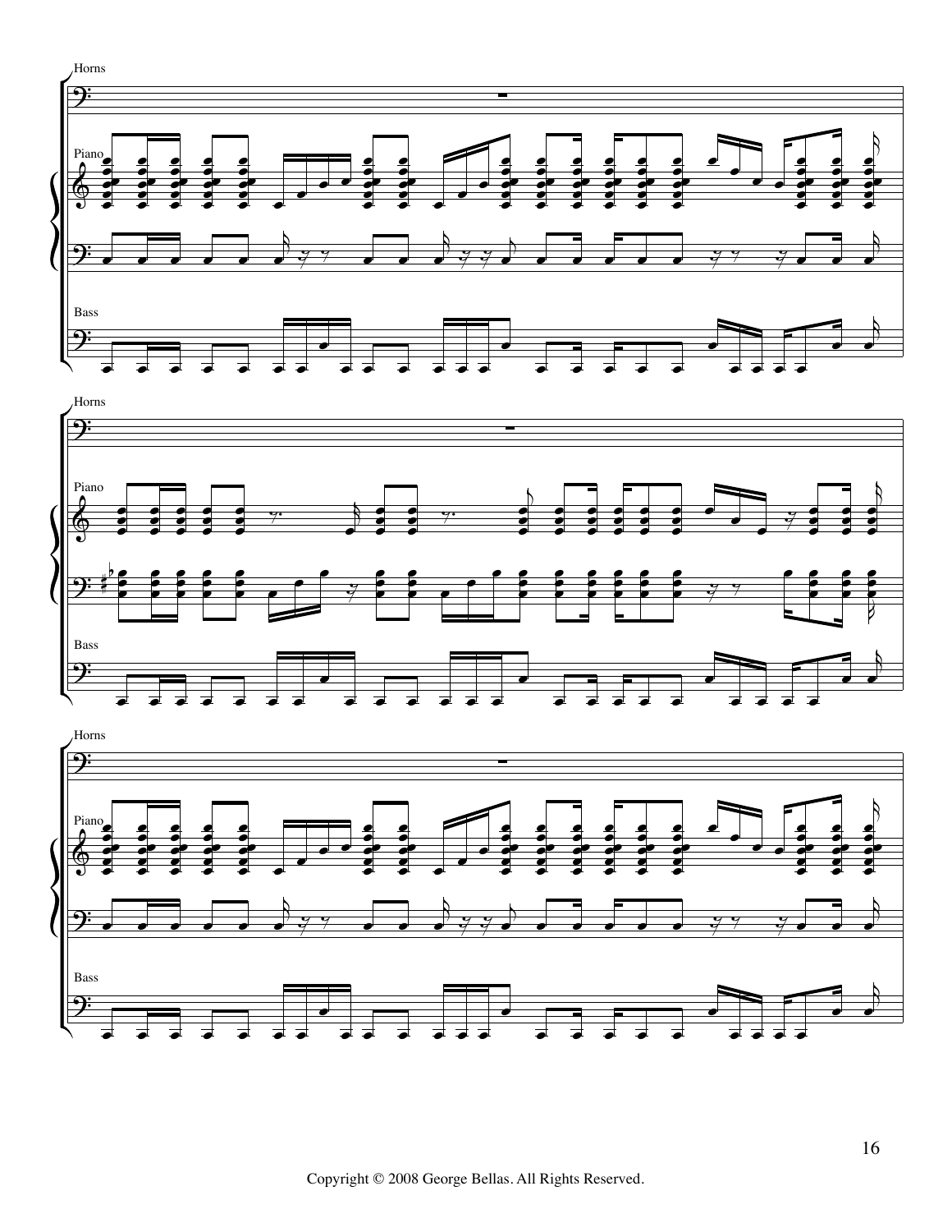Horns

Piano

Bass

Horns

Piano

Bass

Horns

Piano

Bass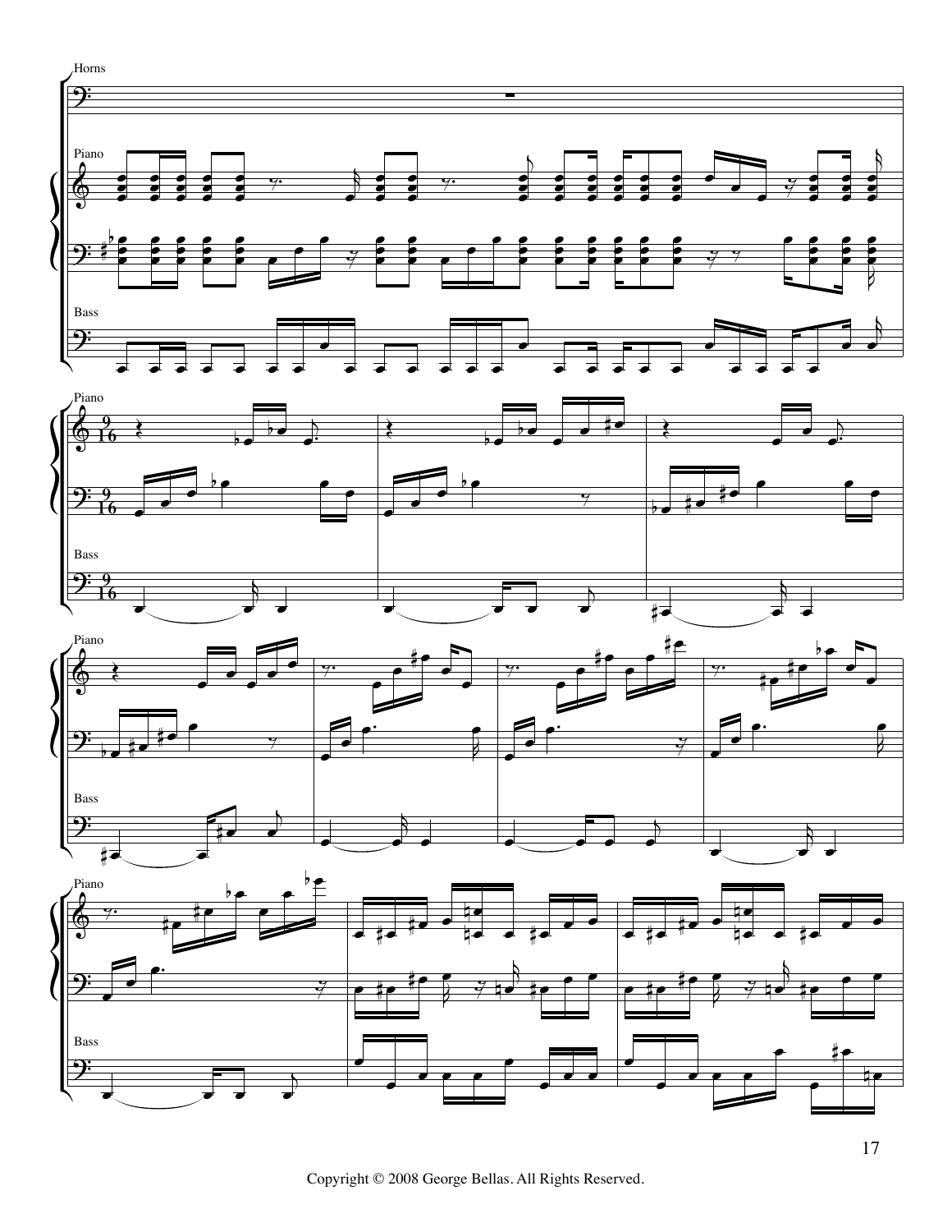Horns

Piano

Bass

Piano

Bass

Piano

Bass

Piano

Bass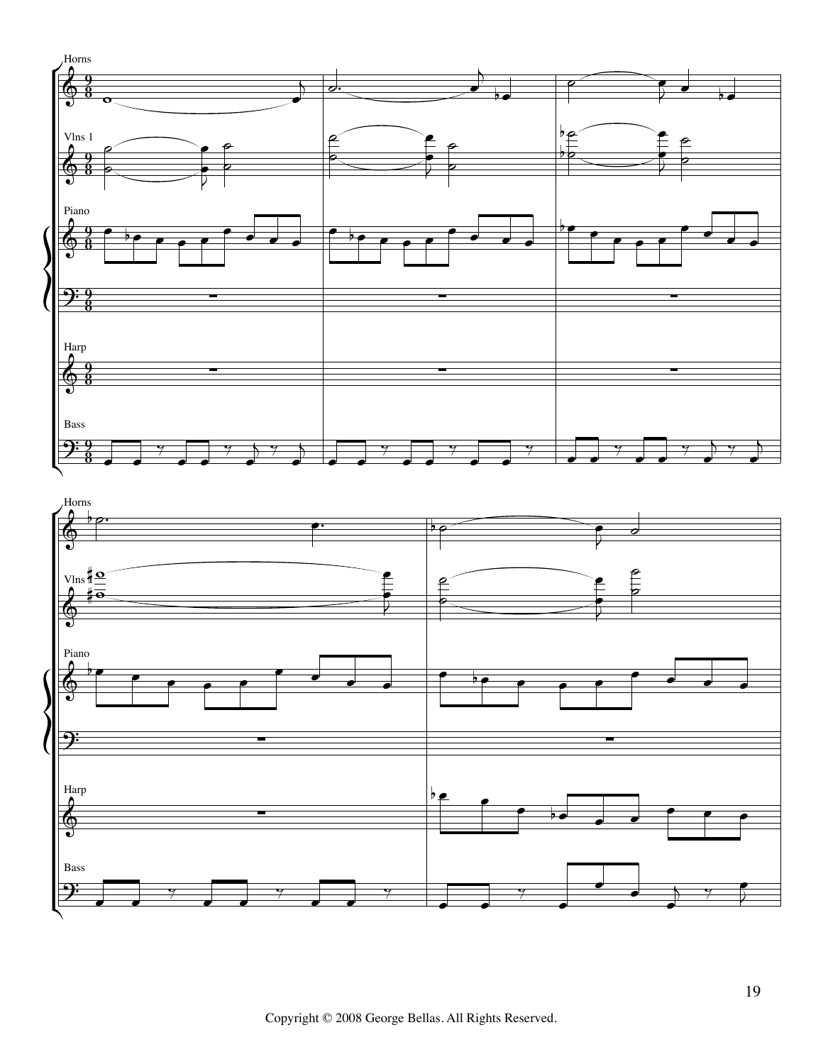Horns

Vlns 1

Piano

Harp

Bass

Horns

Vlns

Piano

Harp

Bass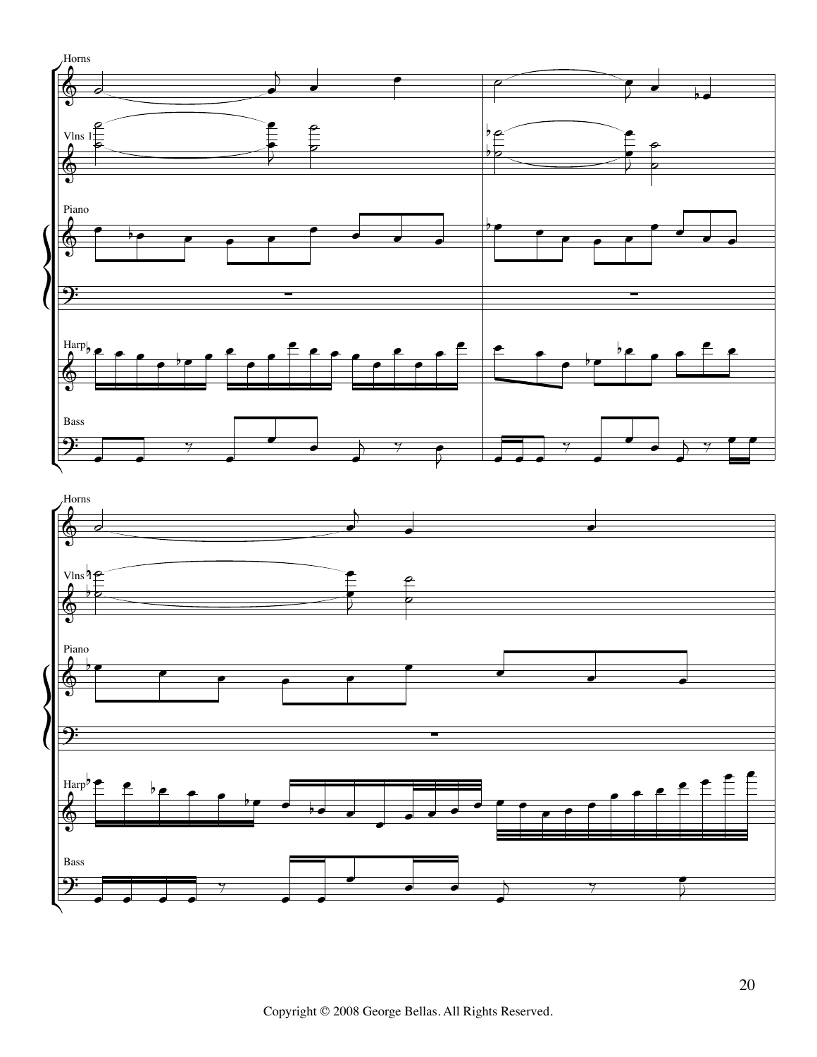Horns

Vlns 1

Piano

Harp

Bass

Horns

Vlns 1

Piano

Harp

Bass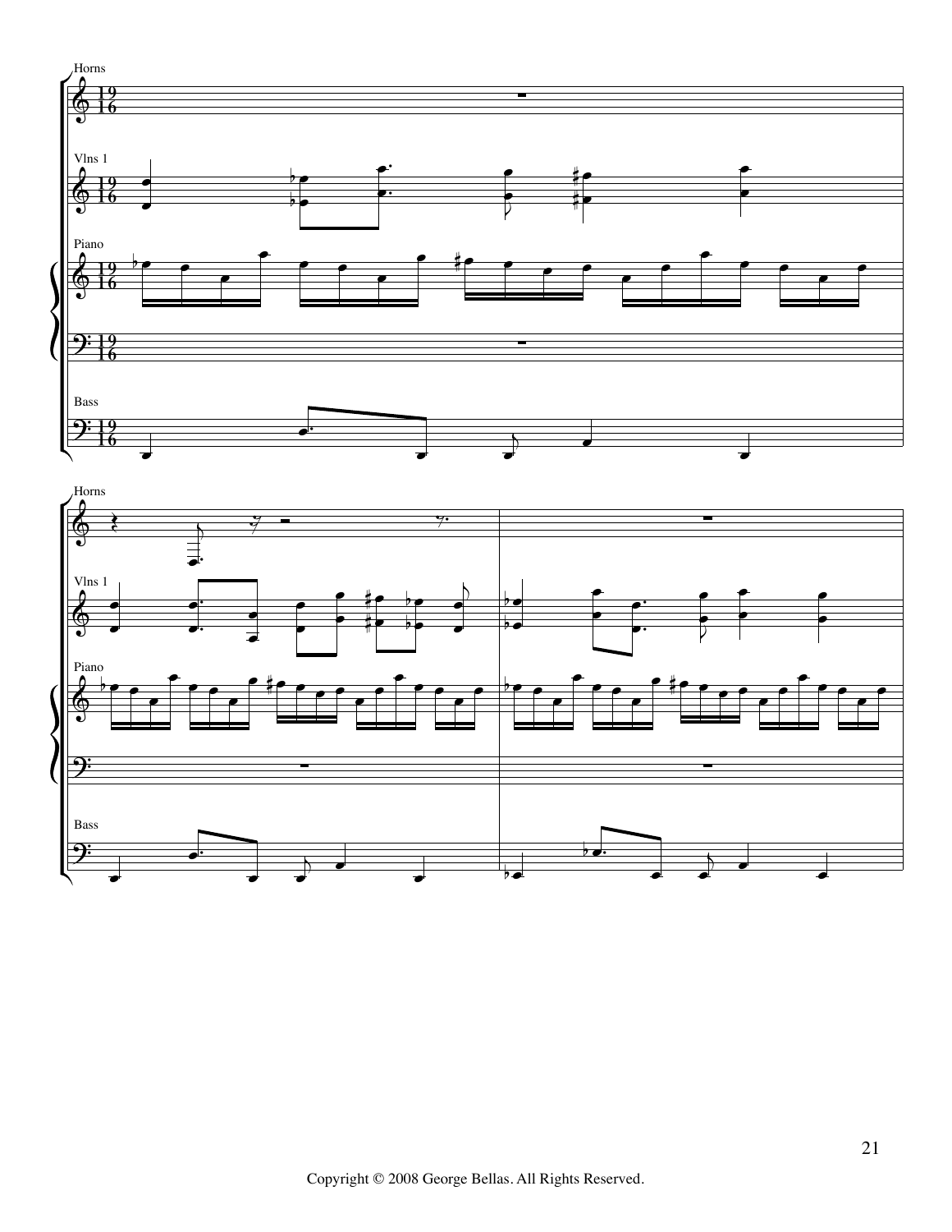Horns

Vlns 1

Piano

Bass

Horns

Vlns 1

Piano

Bass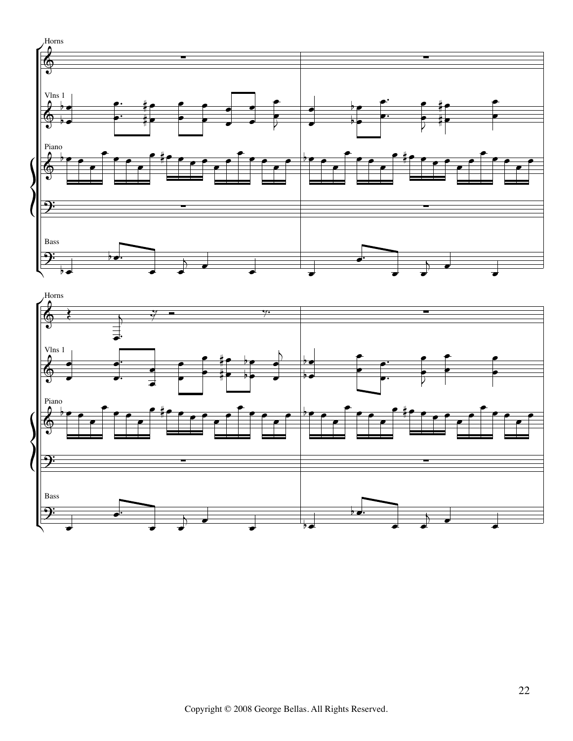Horns

Vlns 1

Piano

Bass

Horns

Vlns 1

Piano

Bass

Copyright © 2008 George Bellas. All Rights Reserved.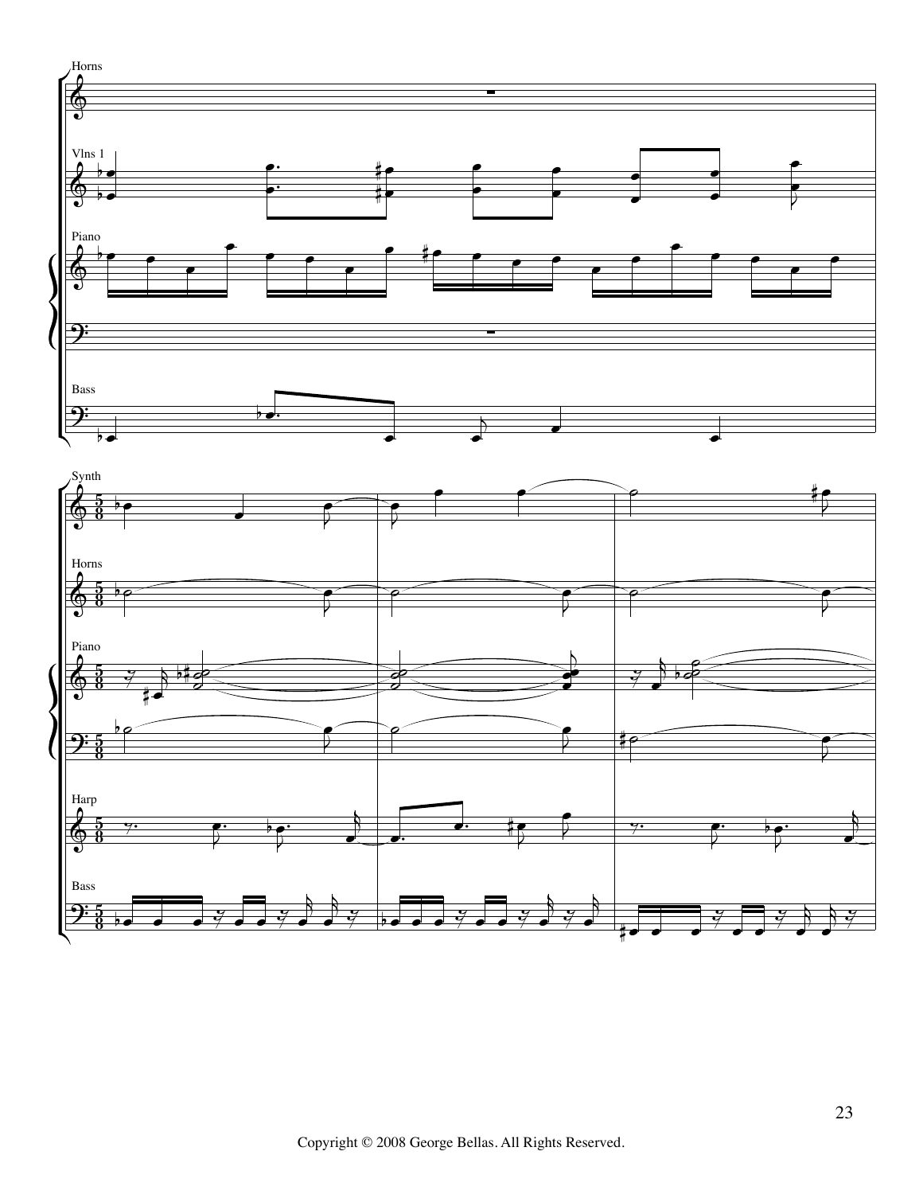Horns

Vlns 1

Piano

Bass

Synth

Horns

Piano

Harp

Bass

Copyright © 2008 George Bellas. All Rights Reserved.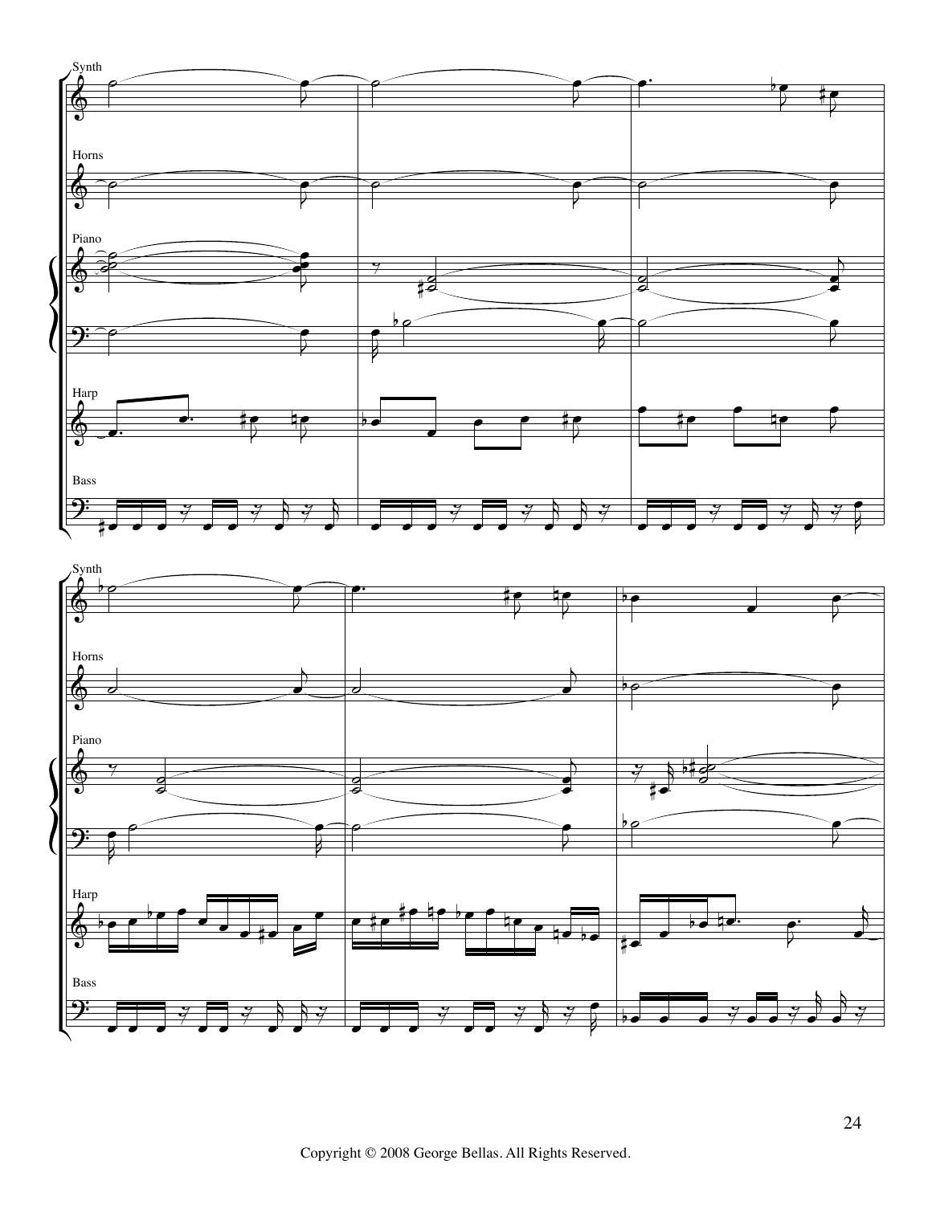Synth

Horns

Piano

Harp

Bass

Synth

Horns

Piano

Harp

Bass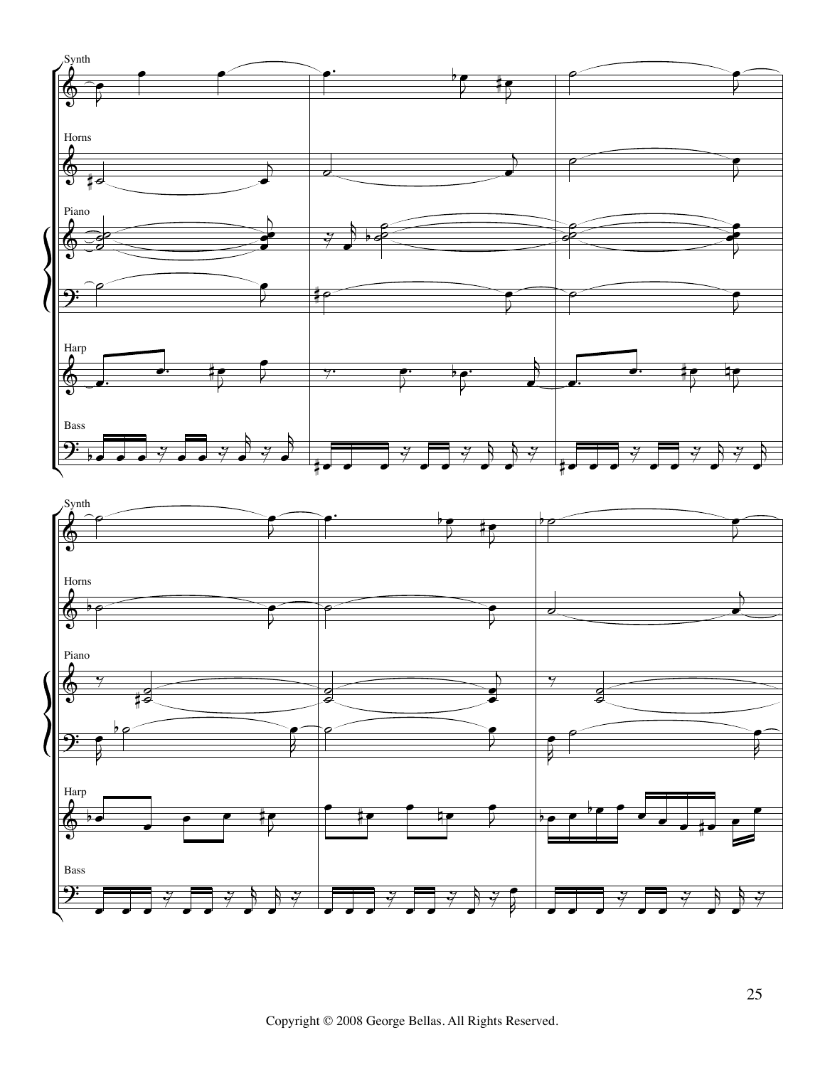Synth

Horns

Piano

Harp

Bass

Synth

Horns

Piano

Harp

Bass

Copyright © 2008 George Bellas. All Rights Reserved.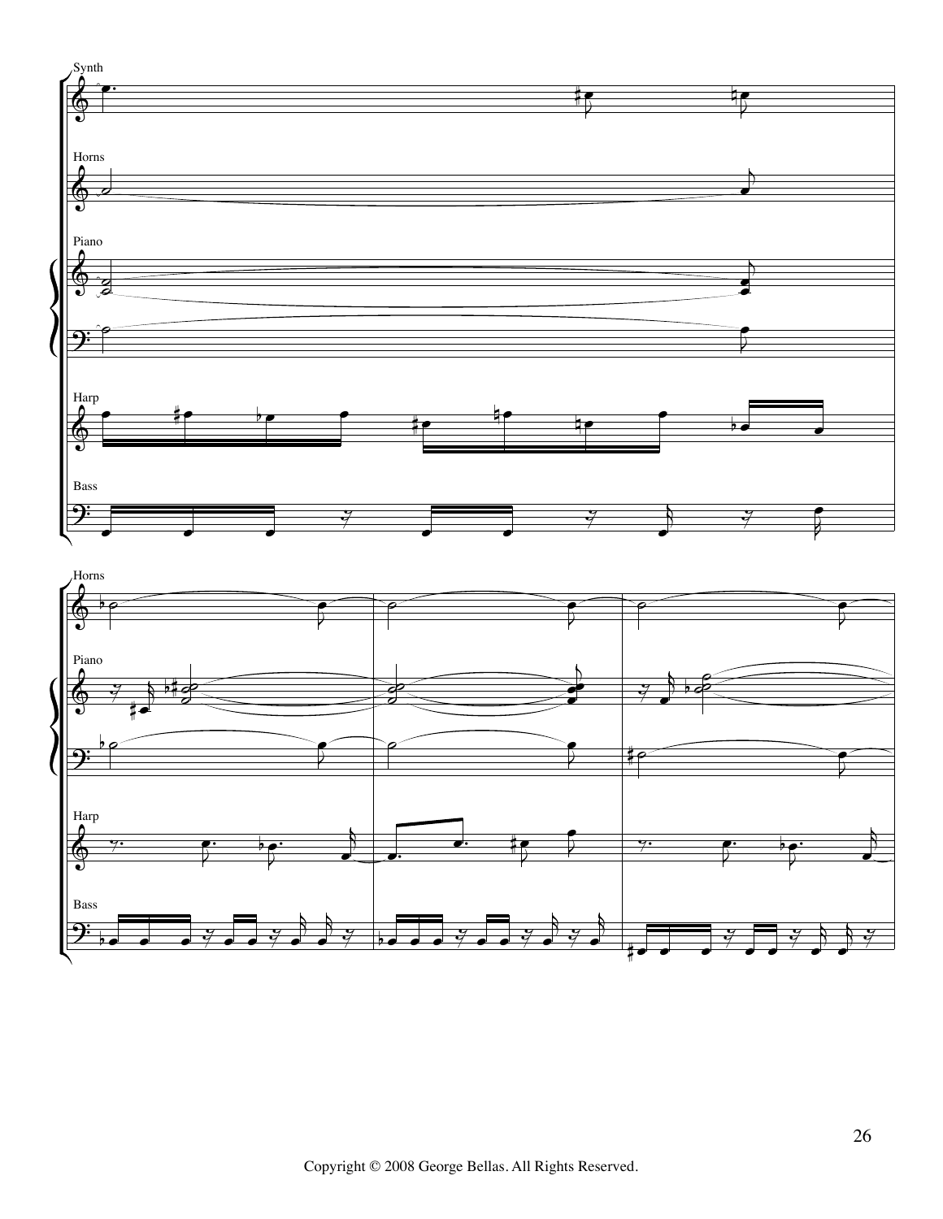Synth

Horns

Piano

Harp

Bass

Horns

Piano

Harp

Bass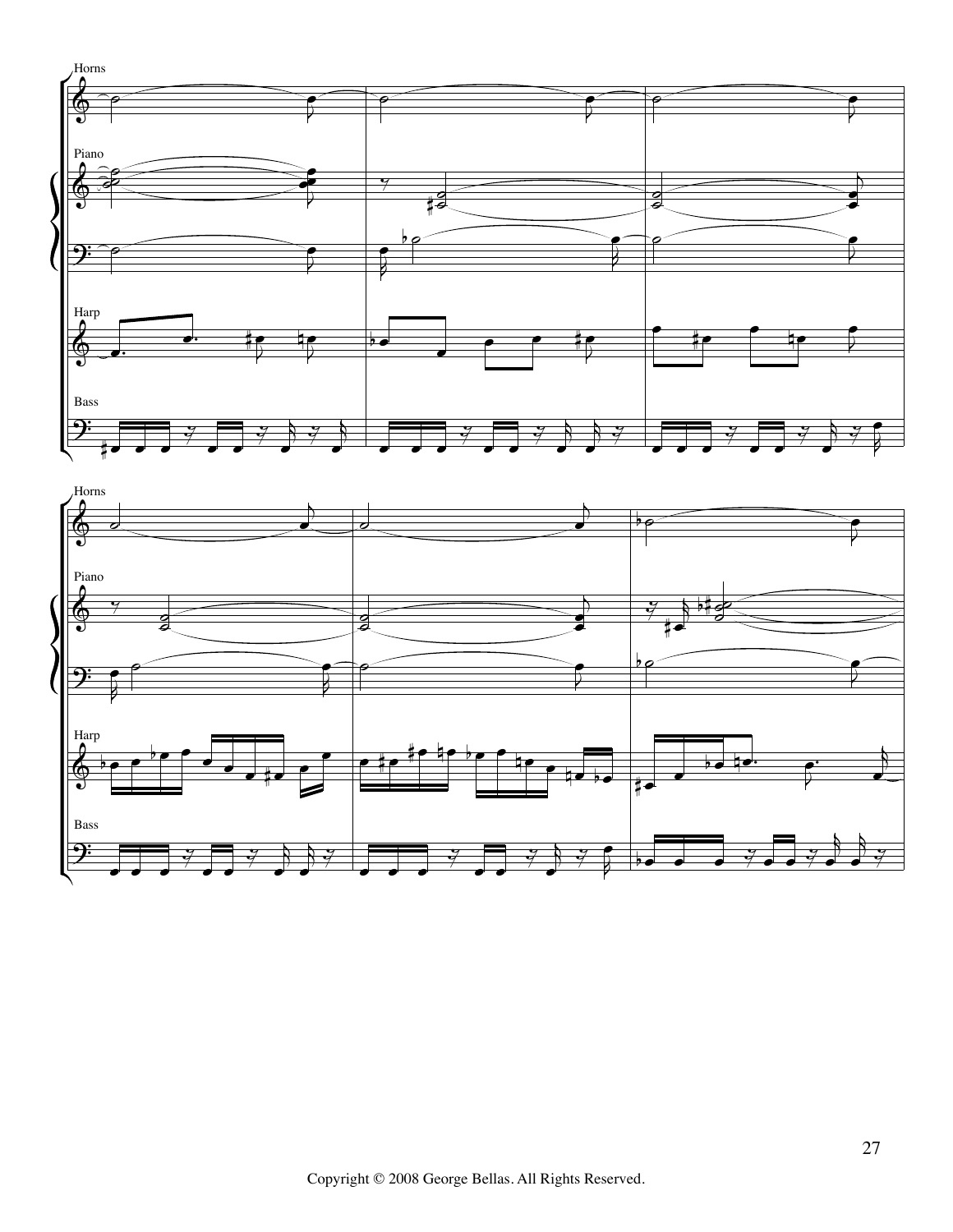Horns

Piano

Harp

Bass

Horns

Piano

Harp

Bass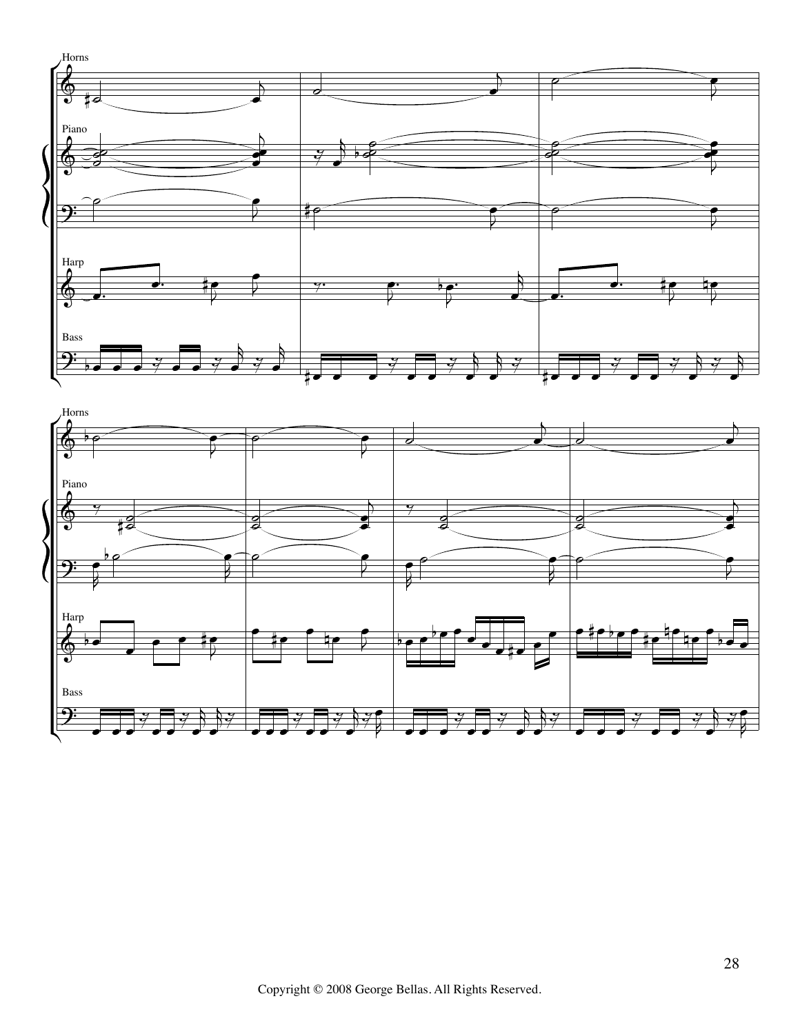Horns

Piano

Harp

Bass

Horns

Piano

Harp

Bass

Copyright © 2008 George Bellas. All Rights Reserved.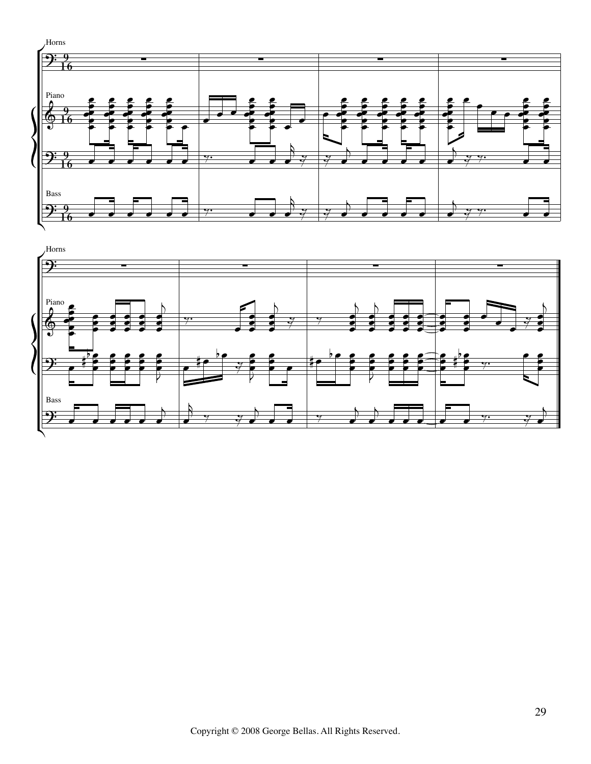Horns

Piano

Bass

Horns

Piano

Bass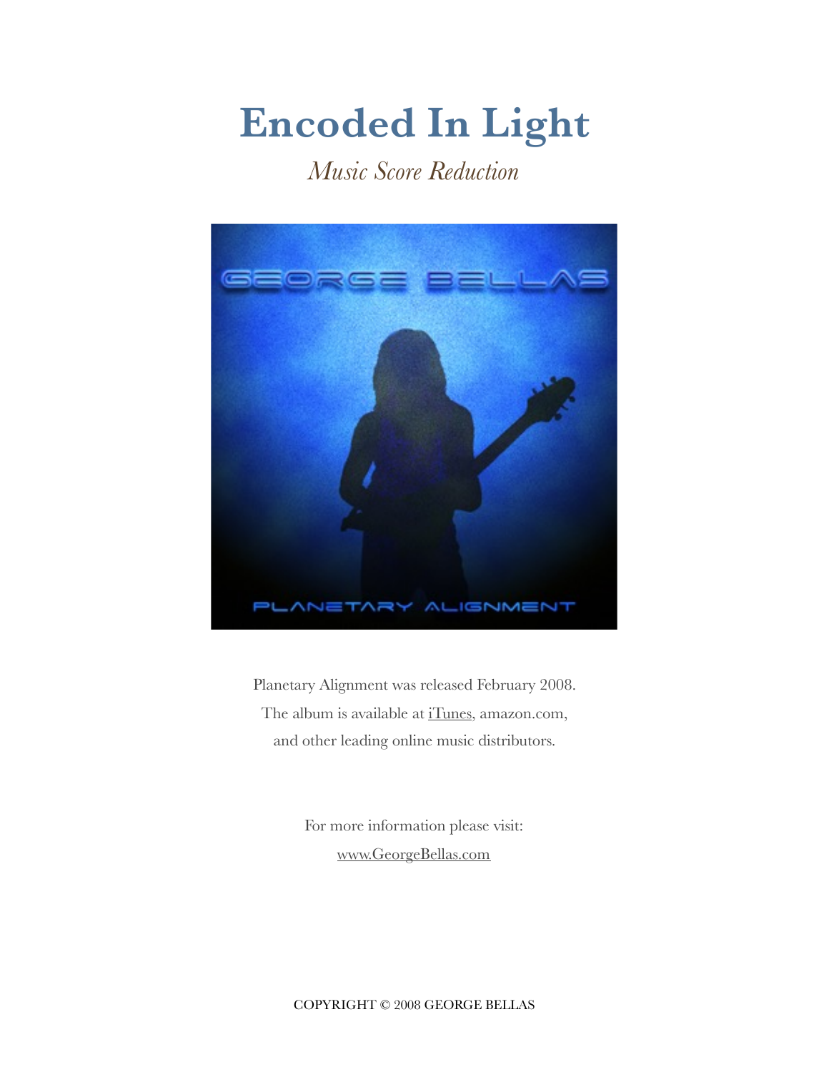# Encoded In Light

*Music Score Reduction*

Planetary Alignment was released February 2008.
The album is available at iTunes, amazon.com,
and other leading online music distributors.

For more information please visit:
www.GeorgeBellas.com

COPYRIGHT © 2008 GEORGE BELLAS